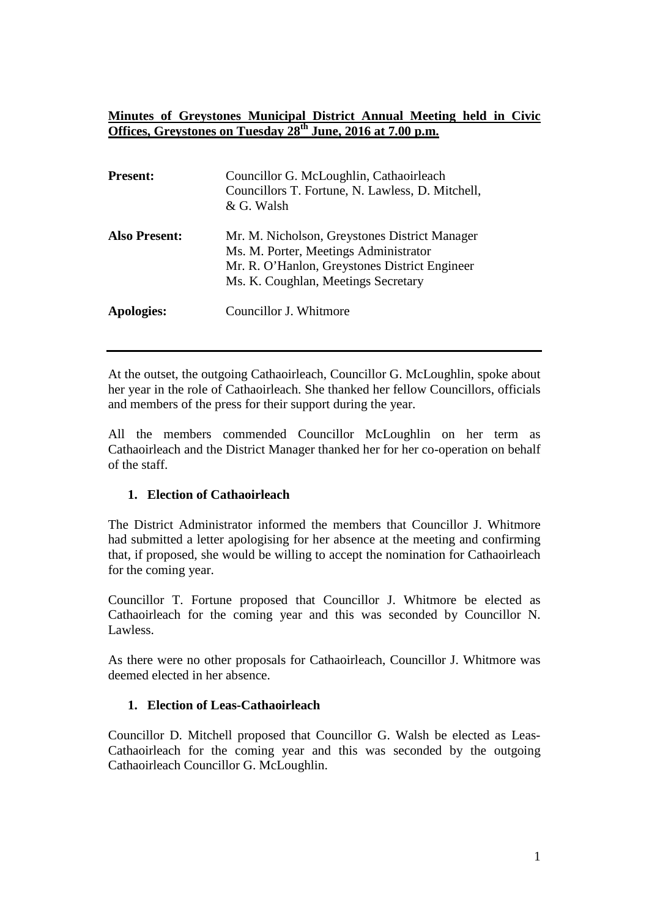**Minutes of Greystones Municipal District Annual Meeting held in Civic Offices, Greystones on Tuesday 28th June, 2016 at 7.00 p.m.**

**Present:** Councillor G. McLoughlin, Cathaoirleach
Councillors T. Fortune, N. Lawless, D. Mitchell, & G. Walsh

**Also Present:** Mr. M. Nicholson, Greystones District Manager
Ms. M. Porter, Meetings Administrator
Mr. R. O'Hanlon, Greystones District Engineer
Ms. K. Coughlan, Meetings Secretary

**Apologies:** Councillor J. Whitmore

---

At the outset, the outgoing Cathaoirleach, Councillor G. McLoughlin, spoke about her year in the role of Cathaoirleach. She thanked her fellow Councillors, officials and members of the press for their support during the year.

All the members commended Councillor McLoughlin on her term as Cathaoirleach and the District Manager thanked her for her co-operation on behalf of the staff.

1. **Election of Cathaoirleach**

The District Administrator informed the members that Councillor J. Whitmore had submitted a letter apologising for her absence at the meeting and confirming that, if proposed, she would be willing to accept the nomination for Cathaoirleach for the coming year.

Councillor T. Fortune proposed that Councillor J. Whitmore be elected as Cathaoirleach for the coming year and this was seconded by Councillor N. Lawless.

As there were no other proposals for Cathaoirleach, Councillor J. Whitmore was deemed elected in her absence.

1. **Election of Leas-Cathaoirleach**

Councillor D. Mitchell proposed that Councillor G. Walsh be elected as Leas-Cathaoirleach for the coming year and this was seconded by the outgoing Cathaoirleach Councillor G. McLoughlin.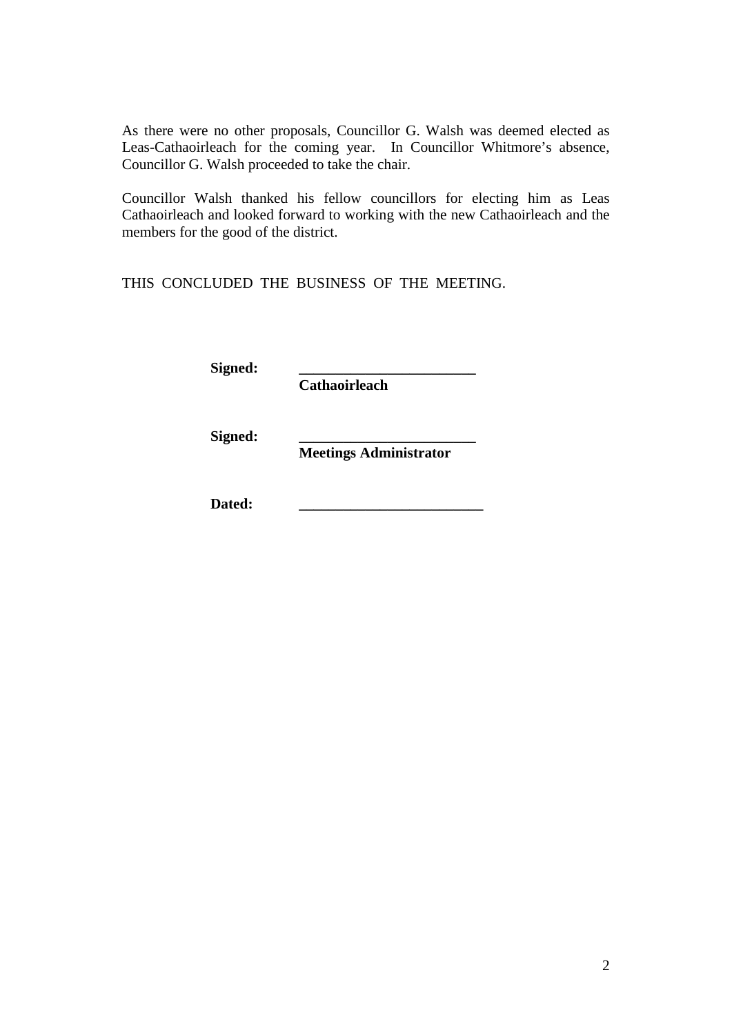As there were no other proposals, Councillor G. Walsh was deemed elected as Leas-Cathaoirleach for the coming year. In Councillor Whitmore's absence, Councillor G. Walsh proceeded to take the chair.

Councillor Walsh thanked his fellow councillors for electing him as Leas Cathaoirleach and looked forward to working with the new Cathaoirleach and the members for the good of the district.

THIS CONCLUDED THE BUSINESS OF THE MEETING.

**Signed:** ________________________
**Cathaoirleach**

**Signed:** ________________________
**Meetings Administrator**

**Dated:** ________________________